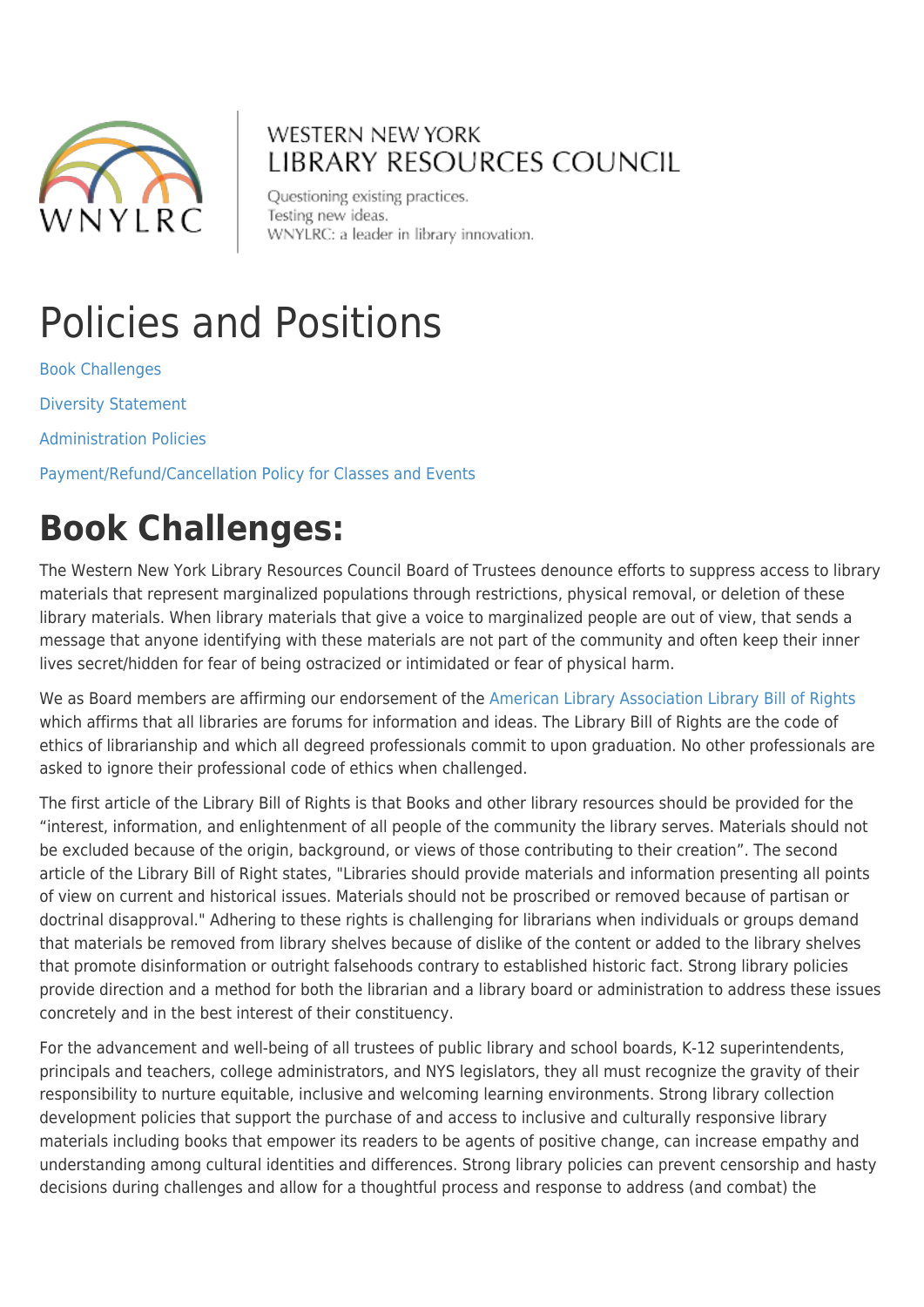WESTERN NEW YORK
LIBRARY RESOURCES COUNCIL

Questioning existing practices.
Testing new ideas.
WNYLRC: a leader in library innovation.

# Policies and Positions

Book Challenges

Diversity Statement

Administration Policies

Payment/Refund/Cancellation Policy for Classes and Events

## Book Challenges:

The Western New York Library Resources Council Board of Trustees denounce efforts to suppress access to library materials that represent marginalized populations through restrictions, physical removal, or deletion of these library materials. When library materials that give a voice to marginalized people are out of view, that sends a message that anyone identifying with these materials are not part of the community and often keep their inner lives secret/hidden for fear of being ostracized or intimidated or fear of physical harm.

We as Board members are affirming our endorsement of the American Library Association Library Bill of Rights which affirms that all libraries are forums for information and ideas. The Library Bill of Rights are the code of ethics of librarianship and which all degreed professionals commit to upon graduation. No other professionals are asked to ignore their professional code of ethics when challenged.

The first article of the Library Bill of Rights is that Books and other library resources should be provided for the "interest, information, and enlightenment of all people of the community the library serves. Materials should not be excluded because of the origin, background, or views of those contributing to their creation". The second article of the Library Bill of Right states, "Libraries should provide materials and information presenting all points of view on current and historical issues. Materials should not be proscribed or removed because of partisan or doctrinal disapproval." Adhering to these rights is challenging for librarians when individuals or groups demand that materials be removed from library shelves because of dislike of the content or added to the library shelves that promote disinformation or outright falsehoods contrary to established historic fact. Strong library policies provide direction and a method for both the librarian and a library board or administration to address these issues concretely and in the best interest of their constituency.

For the advancement and well-being of all trustees of public library and school boards, K-12 superintendents, principals and teachers, college administrators, and NYS legislators, they all must recognize the gravity of their responsibility to nurture equitable, inclusive and welcoming learning environments. Strong library collection development policies that support the purchase of and access to inclusive and culturally responsive library materials including books that empower its readers to be agents of positive change, can increase empathy and understanding among cultural identities and differences. Strong library policies can prevent censorship and hasty decisions during challenges and allow for a thoughtful process and response to address (and combat) the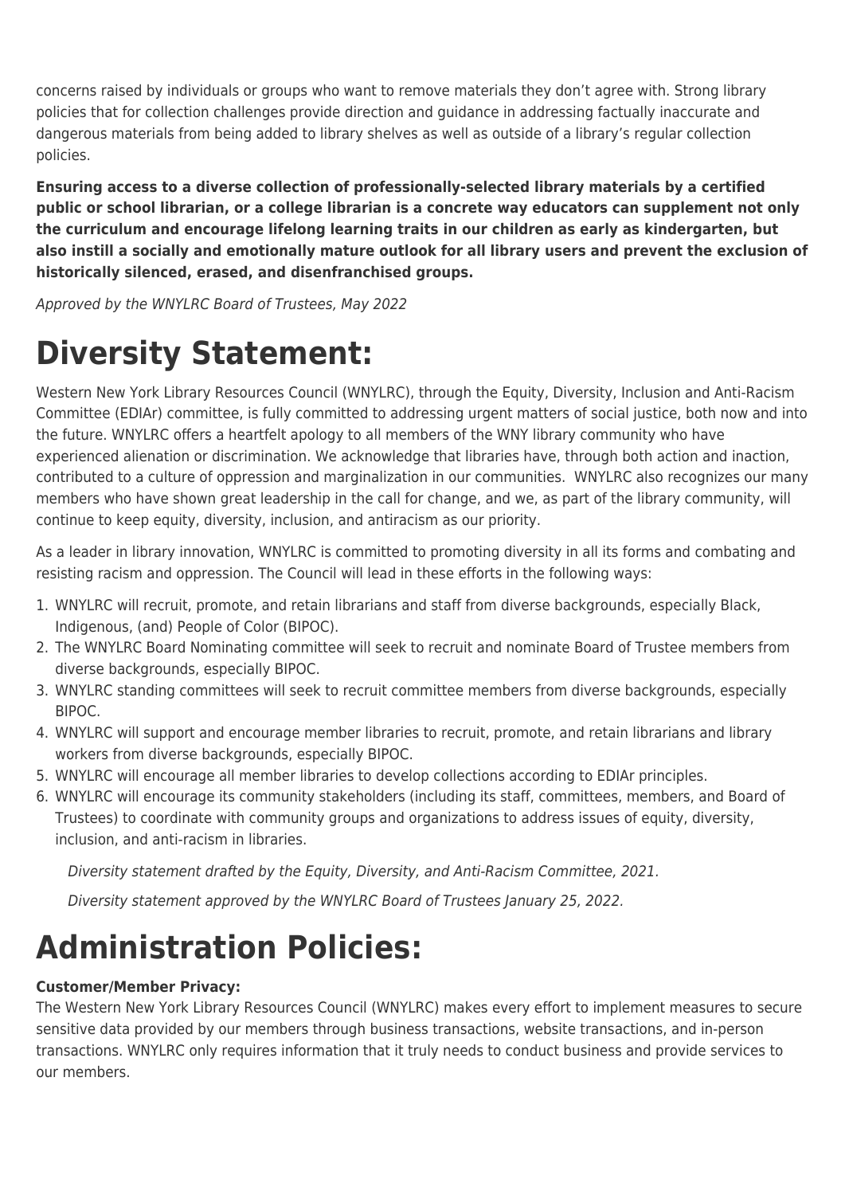concerns raised by individuals or groups who want to remove materials they don't agree with. Strong library policies that for collection challenges provide direction and guidance in addressing factually inaccurate and dangerous materials from being added to library shelves as well as outside of a library's regular collection policies.

**Ensuring access to a diverse collection of professionally-selected library materials by a certified public or school librarian, or a college librarian is a concrete way educators can supplement not only the curriculum and encourage lifelong learning traits in our children as early as kindergarten, but also instill a socially and emotionally mature outlook for all library users and prevent the exclusion of historically silenced, erased, and disenfranchised groups.**

*Approved by the WNYLRC Board of Trustees, May 2022*

# Diversity Statement:

Western New York Library Resources Council (WNYLRC), through the Equity, Diversity, Inclusion and Anti-Racism Committee (EDIAr) committee, is fully committed to addressing urgent matters of social justice, both now and into the future. WNYLRC offers a heartfelt apology to all members of the WNY library community who have experienced alienation or discrimination. We acknowledge that libraries have, through both action and inaction, contributed to a culture of oppression and marginalization in our communities. WNYLRC also recognizes our many members who have shown great leadership in the call for change, and we, as part of the library community, will continue to keep equity, diversity, inclusion, and antiracism as our priority.

As a leader in library innovation, WNYLRC is committed to promoting diversity in all its forms and combating and resisting racism and oppression. The Council will lead in these efforts in the following ways:

1. WNYLRC will recruit, promote, and retain librarians and staff from diverse backgrounds, especially Black, Indigenous, (and) People of Color (BIPOC).
2. The WNYLRC Board Nominating committee will seek to recruit and nominate Board of Trustee members from diverse backgrounds, especially BIPOC.
3. WNYLRC standing committees will seek to recruit committee members from diverse backgrounds, especially BIPOC.
4. WNYLRC will support and encourage member libraries to recruit, promote, and retain librarians and library workers from diverse backgrounds, especially BIPOC.
5. WNYLRC will encourage all member libraries to develop collections according to EDIAr principles.
6. WNYLRC will encourage its community stakeholders (including its staff, committees, members, and Board of Trustees) to coordinate with community groups and organizations to address issues of equity, diversity, inclusion, and anti-racism in libraries.

*Diversity statement drafted by the Equity, Diversity, and Anti-Racism Committee, 2021.*

*Diversity statement approved by the WNYLRC Board of Trustees January 25, 2022.*

# Administration Policies:

**Customer/Member Privacy:**
The Western New York Library Resources Council (WNYLRC) makes every effort to implement measures to secure sensitive data provided by our members through business transactions, website transactions, and in-person transactions. WNYLRC only requires information that it truly needs to conduct business and provide services to our members.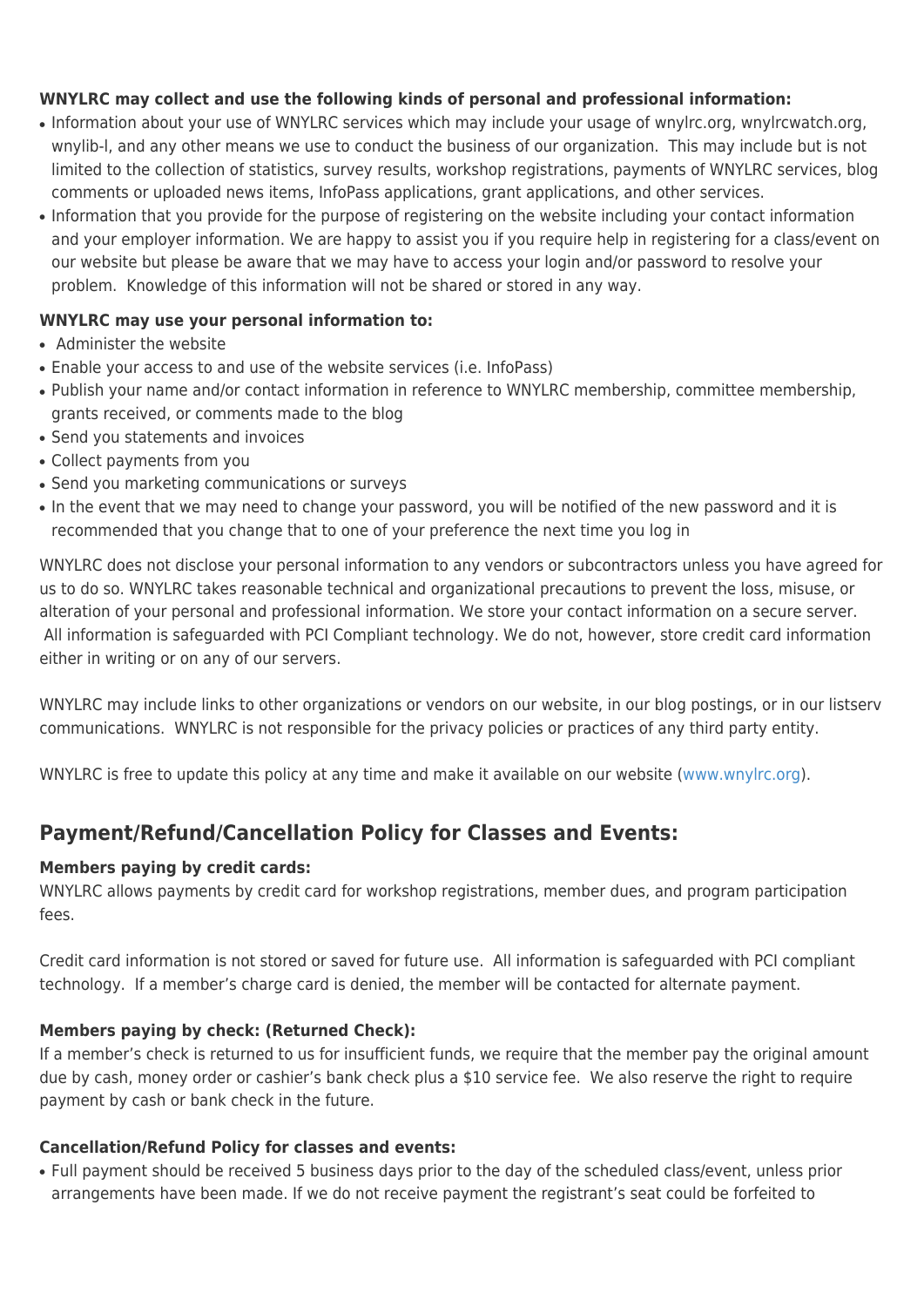**WNYLRC may collect and use the following kinds of personal and professional information:**

- Information about your use of WNYLRC services which may include your usage of wnylrc.org, wnylrcwatch.org, wnylib-l, and any other means we use to conduct the business of our organization. This may include but is not limited to the collection of statistics, survey results, workshop registrations, payments of WNYLRC services, blog comments or uploaded news items, InfoPass applications, grant applications, and other services.
- Information that you provide for the purpose of registering on the website including your contact information and your employer information. We are happy to assist you if you require help in registering for a class/event on our website but please be aware that we may have to access your login and/or password to resolve your problem. Knowledge of this information will not be shared or stored in any way.

**WNYLRC may use your personal information to:**

- Administer the website
- Enable your access to and use of the website services (i.e. InfoPass)
- Publish your name and/or contact information in reference to WNYLRC membership, committee membership, grants received, or comments made to the blog
- Send you statements and invoices
- Collect payments from you
- Send you marketing communications or surveys
- In the event that we may need to change your password, you will be notified of the new password and it is recommended that you change that to one of your preference the next time you log in

WNYLRC does not disclose your personal information to any vendors or subcontractors unless you have agreed for us to do so. WNYLRC takes reasonable technical and organizational precautions to prevent the loss, misuse, or alteration of your personal and professional information. We store your contact information on a secure server. All information is safeguarded with PCI Compliant technology. We do not, however, store credit card information either in writing or on any of our servers.

WNYLRC may include links to other organizations or vendors on our website, in our blog postings, or in our listserv communications. WNYLRC is not responsible for the privacy policies or practices of any third party entity.

WNYLRC is free to update this policy at any time and make it available on our website (www.wnylrc.org).

## Payment/Refund/Cancellation Policy for Classes and Events:

**Members paying by credit cards:**
WNYLRC allows payments by credit card for workshop registrations, member dues, and program participation fees.

Credit card information is not stored or saved for future use. All information is safeguarded with PCI compliant technology. If a member's charge card is denied, the member will be contacted for alternate payment.

**Members paying by check: (Returned Check):**
If a member's check is returned to us for insufficient funds, we require that the member pay the original amount due by cash, money order or cashier's bank check plus a $10 service fee. We also reserve the right to require payment by cash or bank check in the future.

**Cancellation/Refund Policy for classes and events:**

- Full payment should be received 5 business days prior to the day of the scheduled class/event, unless prior arrangements have been made. If we do not receive payment the registrant's seat could be forfeited to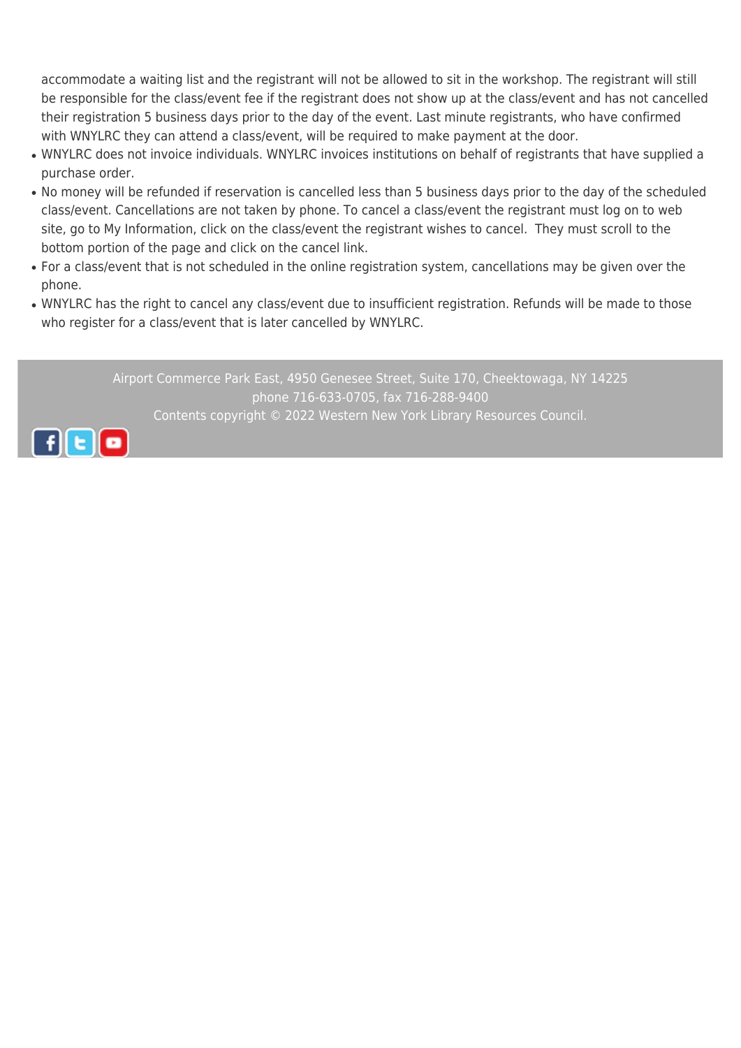accommodate a waiting list and the registrant will not be allowed to sit in the workshop. The registrant will still be responsible for the class/event fee if the registrant does not show up at the class/event and has not cancelled their registration 5 business days prior to the day of the event. Last minute registrants, who have confirmed with WNYLRC they can attend a class/event, will be required to make payment at the door.

- WNYLRC does not invoice individuals. WNYLRC invoices institutions on behalf of registrants that have supplied a purchase order.
- No money will be refunded if reservation is cancelled less than 5 business days prior to the day of the scheduled class/event. Cancellations are not taken by phone. To cancel a class/event the registrant must log on to web site, go to My Information, click on the class/event the registrant wishes to cancel.  They must scroll to the bottom portion of the page and click on the cancel link.
- For a class/event that is not scheduled in the online registration system, cancellations may be given over the phone.
- WNYLRC has the right to cancel any class/event due to insufficient registration. Refunds will be made to those who register for a class/event that is later cancelled by WNYLRC.

Airport Commerce Park East, 4950 Genesee Street, Suite 170, Cheektowaga, NY 14225
phone 716-633-0705, fax 716-288-9400
Contents copyright © 2022 Western New York Library Resources Council.